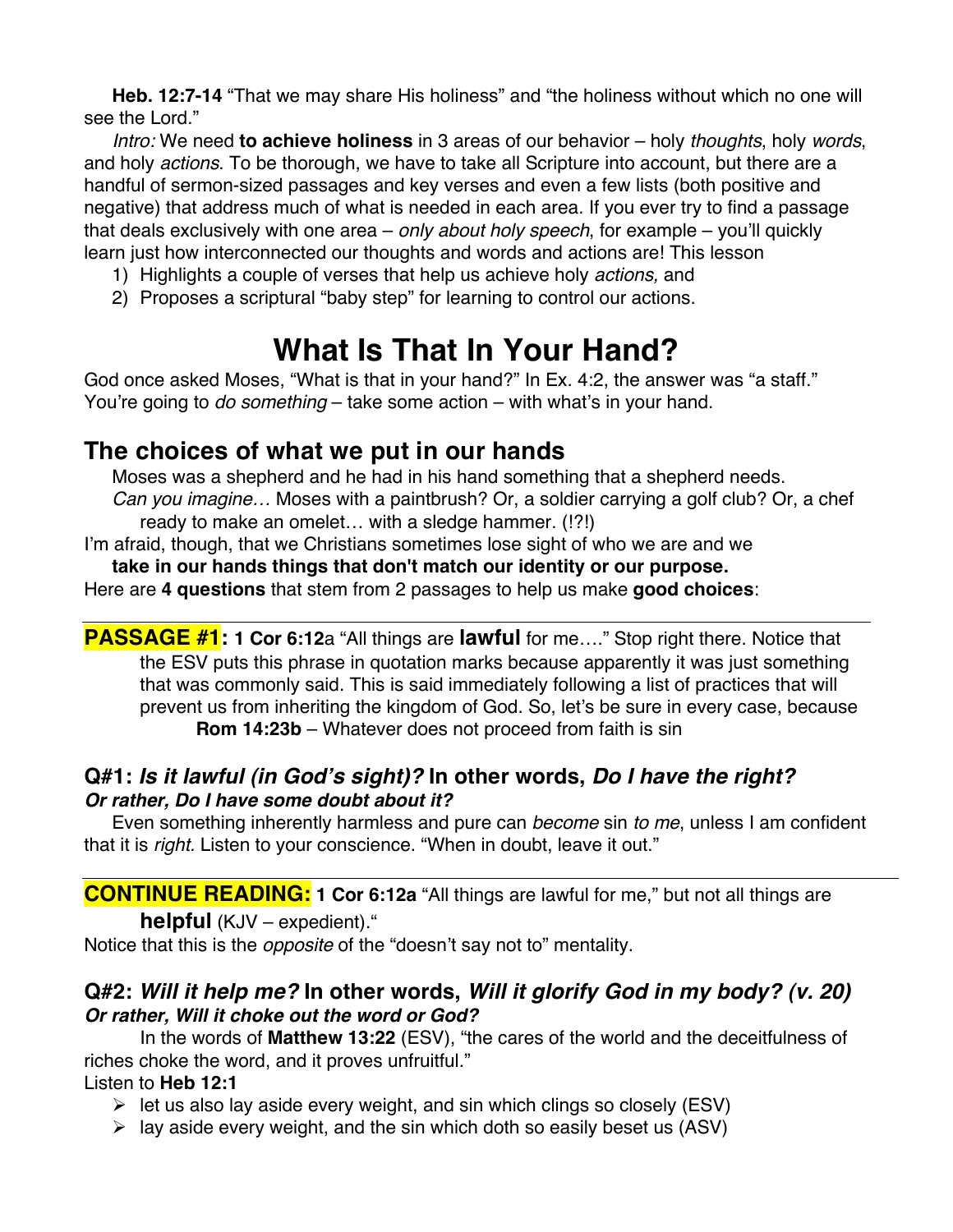**Heb. 12:7-14** "That we may share His holiness" and "the holiness without which no one will see the Lord."

*Intro:* We need **to achieve holiness** in 3 areas of our behavior – holy *thoughts*, holy *words*, and holy *actions*. To be thorough, we have to take all Scripture into account, but there are a handful of sermon-sized passages and key verses and even a few lists (both positive and negative) that address much of what is needed in each area. If you ever try to find a passage that deals exclusively with one area – *only about holy speech*, for example – you'll quickly learn just how interconnected our thoughts and words and actions are! This lesson

1) Highlights a couple of verses that help us achieve holy *actions,* and
2) Proposes a scriptural "baby step" for learning to control our actions.

# What Is That In Your Hand?

God once asked Moses, "What is that in your hand?" In Ex. 4:2, the answer was "a staff." You're going to *do something* – take some action – with what's in your hand.

## The choices of what we put in our hands

Moses was a shepherd and he had in his hand something that a shepherd needs.

*Can you imagine…* Moses with a paintbrush? Or, a soldier carrying a golf club? Or, a chef ready to make an omelet… with a sledge hammer. (!?!)

I'm afraid, though, that we Christians sometimes lose sight of who we are and we **take in our hands things that don't match our identity or our purpose.**

Here are **4 questions** that stem from 2 passages to help us make **good choices**:

---

**PASSAGE #1: 1 Cor 6:12**a "All things are **lawful** for me…." Stop right there. Notice that the ESV puts this phrase in quotation marks because apparently it was just something that was commonly said. This is said immediately following a list of practices that will prevent us from inheriting the kingdom of God. So, let's be sure in every case, because

**Rom 14:23b** – Whatever does not proceed from faith is sin

### Q#1: *Is it lawful (in God's sight)?* In other words, *Do I have the right?* *Or rather, Do I have some doubt about it?*

Even something inherently harmless and pure can *become* sin *to me*, unless I am confident that it is *right.* Listen to your conscience. "When in doubt, leave it out."

---

**CONTINUE READING: 1 Cor 6:12a** "All things are lawful for me," but not all things are **helpful** (KJV – expedient)."

Notice that this is the *opposite* of the "doesn't say not to" mentality.

### Q#2: *Will it help me?* In other words, *Will it glorify God in my body? (v. 20)* *Or rather, Will it choke out the word or God?*

In the words of **Matthew 13:22** (ESV), "the cares of the world and the deceitfulness of riches choke the word, and it proves unfruitful."

Listen to **Heb 12:1**

- let us also lay aside every weight, and sin which clings so closely (ESV)
- lay aside every weight, and the sin which doth so easily beset us (ASV)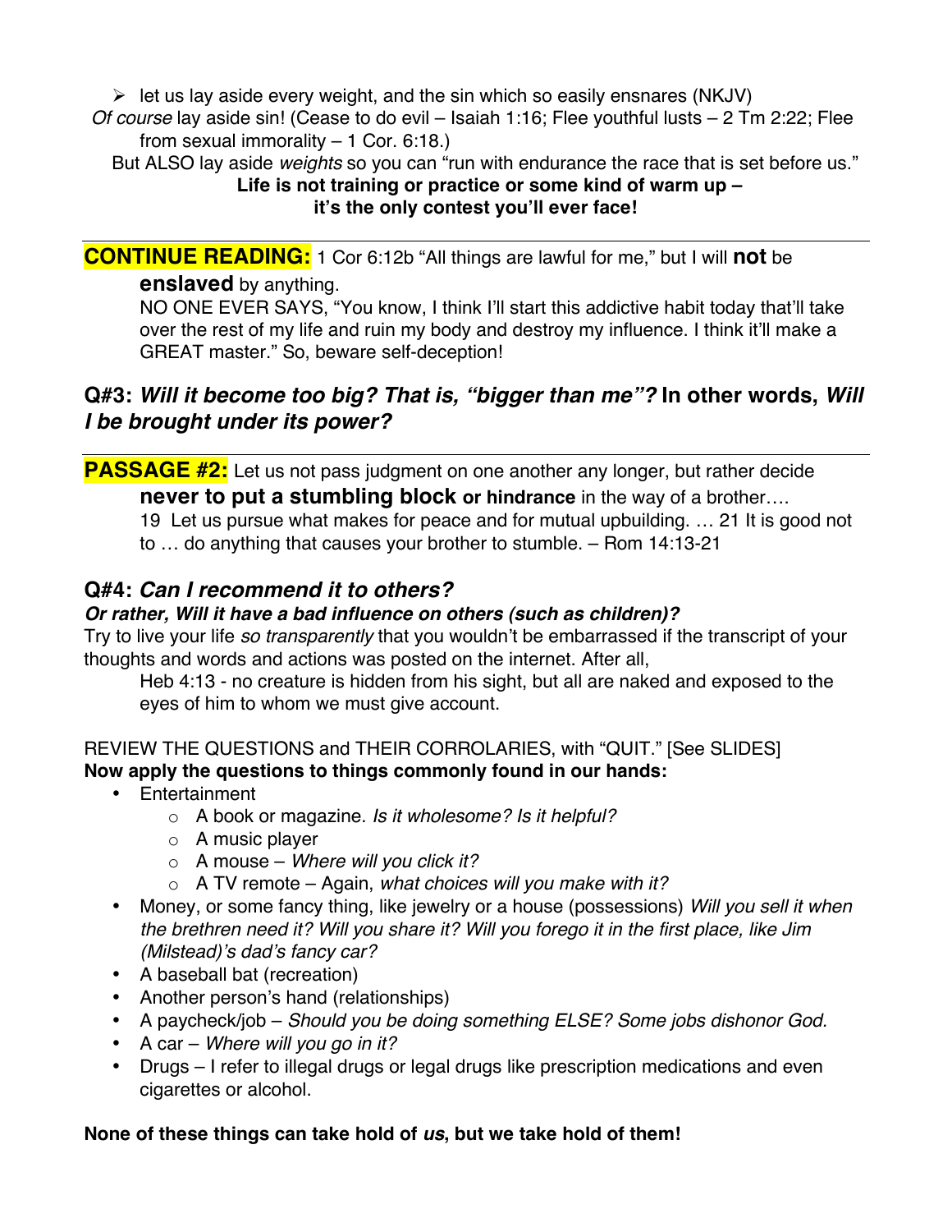- let us lay aside every weight, and the sin which so easily ensnares (NKJV)

*Of course* lay aside sin! (Cease to do evil – Isaiah 1:16; Flee youthful lusts – 2 Tm 2:22; Flee from sexual immorality – 1 Cor. 6:18.)

But ALSO lay aside *weights* so you can "run with endurance the race that is set before us."

**Life is not training or practice or some kind of warm up – it's the only contest you'll ever face!**

---

**CONTINUE READING:** 1 Cor 6:12b "All things are lawful for me," but I will **not** be **enslaved** by anything.

NO ONE EVER SAYS, "You know, I think I'll start this addictive habit today that'll take over the rest of my life and ruin my body and destroy my influence. I think it'll make a GREAT master." So, beware self-deception!

## Q#3: *Will it become too big? That is, "bigger than me"?* In other words, *Will I be brought under its power?*

---

**PASSAGE #2:** Let us not pass judgment on one another any longer, but rather decide **never to put a stumbling block or hindrance** in the way of a brother….
19 Let us pursue what makes for peace and for mutual upbuilding. … 21 It is good not to … do anything that causes your brother to stumble. – Rom 14:13-21

## Q#4: *Can I recommend it to others?*

***Or rather, Will it have a bad influence on others (such as children)?***

Try to live your life *so transparently* that you wouldn't be embarrassed if the transcript of your thoughts and words and actions was posted on the internet. After all,

Heb 4:13 - no creature is hidden from his sight, but all are naked and exposed to the eyes of him to whom we must give account.

REVIEW THE QUESTIONS and THEIR CORROLARIES, with "QUIT." [See SLIDES]

**Now apply the questions to things commonly found in our hands:**

- Entertainment
  - A book or magazine. *Is it wholesome? Is it helpful?*
  - A music player
  - A mouse – *Where will you click it?*
  - A TV remote – Again, *what choices will you make with it?*
- Money, or some fancy thing, like jewelry or a house (possessions) *Will you sell it when the brethren need it? Will you share it? Will you forego it in the first place, like Jim (Milstead)'s dad's fancy car?*
- A baseball bat (recreation)
- Another person's hand (relationships)
- A paycheck/job – *Should you be doing something ELSE? Some jobs dishonor God.*
- A car – *Where will you go in it?*
- Drugs – I refer to illegal drugs or legal drugs like prescription medications and even cigarettes or alcohol.

**None of these things can take hold of *us*, but we take hold of them!**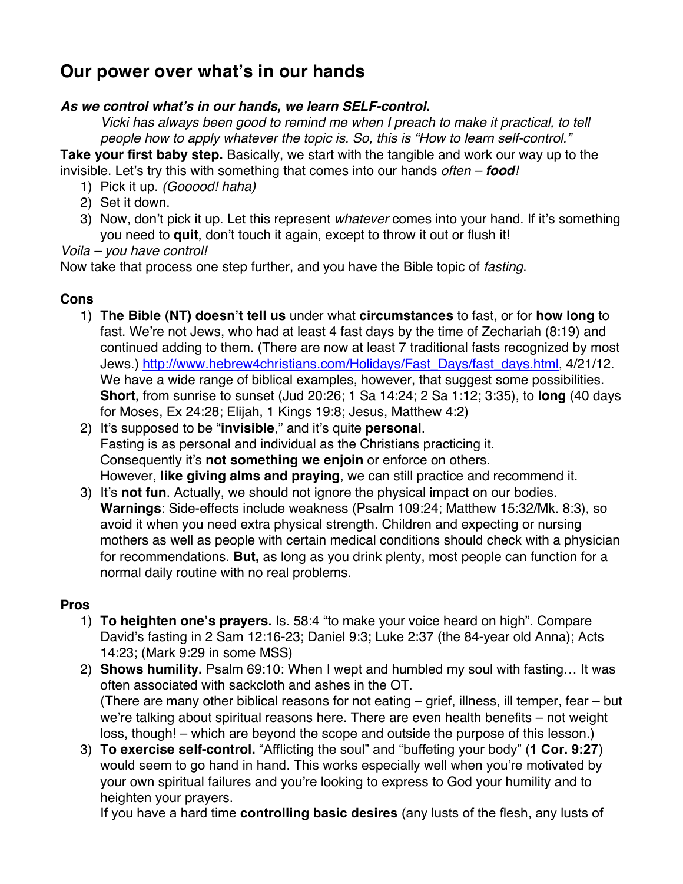## Our power over what's in our hands

***As we control what's in our hands, we learn <u>SELF</u>-control.***

> *Vicki has always been good to remind me when I preach to make it practical, to tell people how to apply whatever the topic is. So, this is "How to learn self-control."*

**Take your first baby step.** Basically, we start with the tangible and work our way up to the invisible. Let's try this with something that comes into our hands *often* – ***food****!*

1) Pick it up. *(Gooood! haha)*
2) Set it down.
3) Now, don't pick it up. Let this represent *whatever* comes into your hand. If it's something you need to **quit**, don't touch it again, except to throw it out or flush it!

*Voila – you have control!*

Now take that process one step further, and you have the Bible topic of *fasting*.

### Cons

1) **The Bible (NT) doesn't tell us** under what **circumstances** to fast, or for **how long** to fast. We're not Jews, who had at least 4 fast days by the time of Zechariah (8:19) and continued adding to them. (There are now at least 7 traditional fasts recognized by most Jews.) [http://www.hebrew4christians.com/Holidays/Fast_Days/fast_days.html](http://www.hebrew4christians.com/Holidays/Fast_Days/fast_days.html), 4/21/12. We have a wide range of biblical examples, however, that suggest some possibilities. **Short**, from sunrise to sunset (Jud 20:26; 1 Sa 14:24; 2 Sa 1:12; 3:35), to **long** (40 days for Moses, Ex 24:28; Elijah, 1 Kings 19:8; Jesus, Matthew 4:2)
2) It's supposed to be "**invisible**," and it's quite **personal**.
   Fasting is as personal and individual as the Christians practicing it.
   Consequently it's **not something we enjoin** or enforce on others.
   However, **like giving alms and praying**, we can still practice and recommend it.
3) It's **not fun**. Actually, we should not ignore the physical impact on our bodies. **Warnings**: Side-effects include weakness (Psalm 109:24; Matthew 15:32/Mk. 8:3), so avoid it when you need extra physical strength. Children and expecting or nursing mothers as well as people with certain medical conditions should check with a physician for recommendations. **But,** as long as you drink plenty, most people can function for a normal daily routine with no real problems.

### Pros

1) **To heighten one's prayers.** Is. 58:4 "to make your voice heard on high". Compare David's fasting in 2 Sam 12:16-23; Daniel 9:3; Luke 2:37 (the 84-year old Anna); Acts 14:23; (Mark 9:29 in some MSS)
2) **Shows humility.** Psalm 69:10: When I wept and humbled my soul with fasting… It was often associated with sackcloth and ashes in the OT.
   (There are many other biblical reasons for not eating – grief, illness, ill temper, fear – but we're talking about spiritual reasons here. There are even health benefits – not weight loss, though! – which are beyond the scope and outside the purpose of this lesson.)
3) **To exercise self-control.** "Afflicting the soul" and "buffeting your body" (**1 Cor. 9:27**) would seem to go hand in hand. This works especially well when you're motivated by your own spiritual failures and you're looking to express to God your humility and to heighten your prayers.
   If you have a hard time **controlling basic desires** (any lusts of the flesh, any lusts of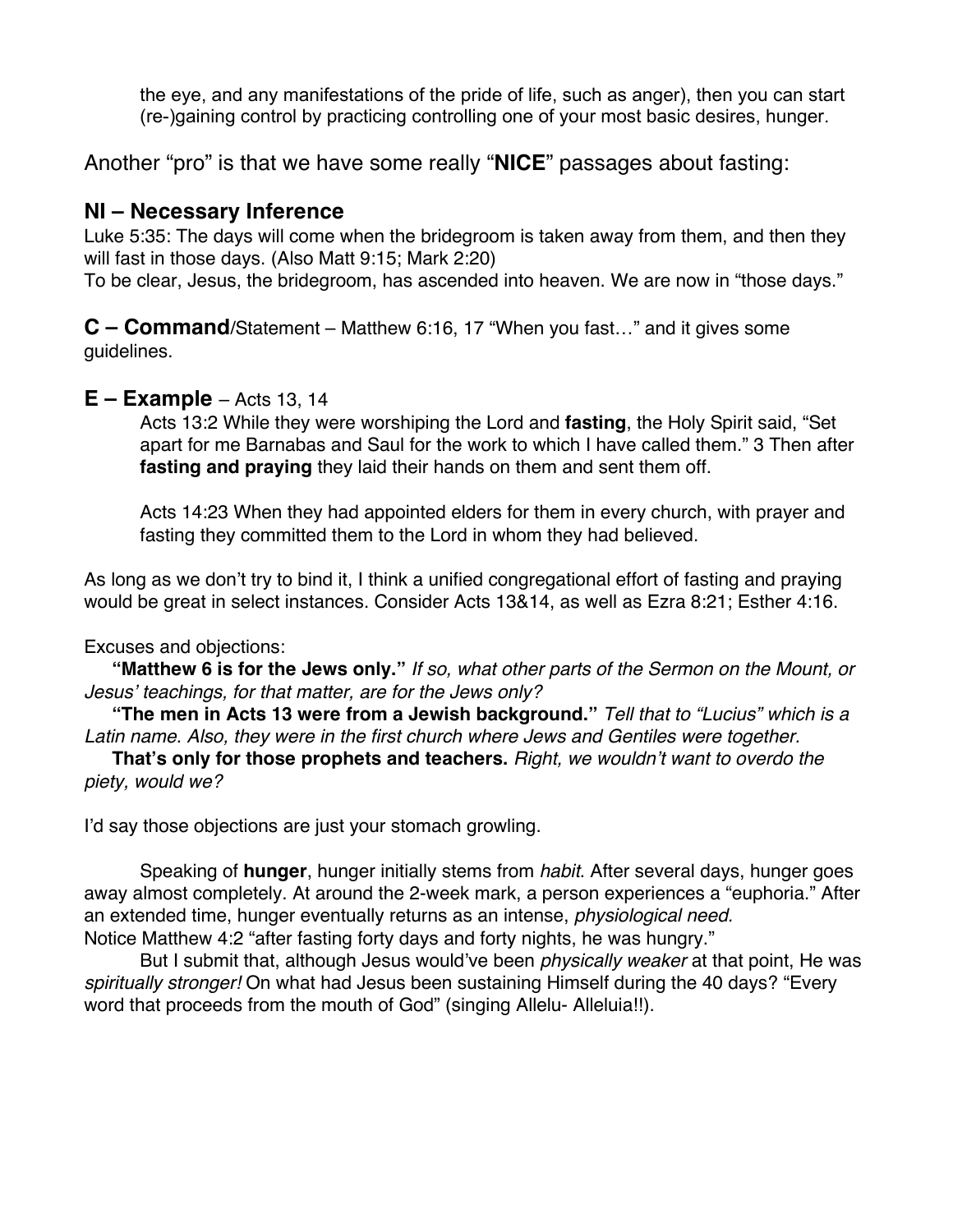the eye, and any manifestations of the pride of life, such as anger), then you can start (re-)gaining control by practicing controlling one of your most basic desires, hunger.

Another "pro" is that we have some really "**NICE**" passages about fasting:

## NI – Necessary Inference

Luke 5:35: The days will come when the bridegroom is taken away from them, and then they will fast in those days. (Also Matt 9:15; Mark 2:20)
To be clear, Jesus, the bridegroom, has ascended into heaven. We are now in "those days."

**C – Command**/Statement – Matthew 6:16, 17 "When you fast…" and it gives some guidelines.

## E – Example – Acts 13, 14

> Acts 13:2 While they were worshiping the Lord and **fasting**, the Holy Spirit said, "Set apart for me Barnabas and Saul for the work to which I have called them." 3 Then after **fasting and praying** they laid their hands on them and sent them off.
>
> Acts 14:23 When they had appointed elders for them in every church, with prayer and fasting they committed them to the Lord in whom they had believed.

As long as we don't try to bind it, I think a unified congregational effort of fasting and praying would be great in select instances. Consider Acts 13&14, as well as Ezra 8:21; Esther 4:16.

Excuses and objections:

**"Matthew 6 is for the Jews only."** *If so, what other parts of the Sermon on the Mount, or Jesus' teachings, for that matter, are for the Jews only?*

**"The men in Acts 13 were from a Jewish background."** *Tell that to "Lucius" which is a Latin name. Also, they were in the first church where Jews and Gentiles were together.*

**That's only for those prophets and teachers.** *Right, we wouldn't want to overdo the piety, would we?*

I'd say those objections are just your stomach growling.

Speaking of **hunger**, hunger initially stems from *habit*. After several days, hunger goes away almost completely. At around the 2-week mark, a person experiences a "euphoria." After an extended time, hunger eventually returns as an intense, *physiological need*.
Notice Matthew 4:2 "after fasting forty days and forty nights, he was hungry."

But I submit that, although Jesus would've been *physically weaker* at that point, He was *spiritually stronger!* On what had Jesus been sustaining Himself during the 40 days? "Every word that proceeds from the mouth of God" (singing Allelu- Alleluia!!).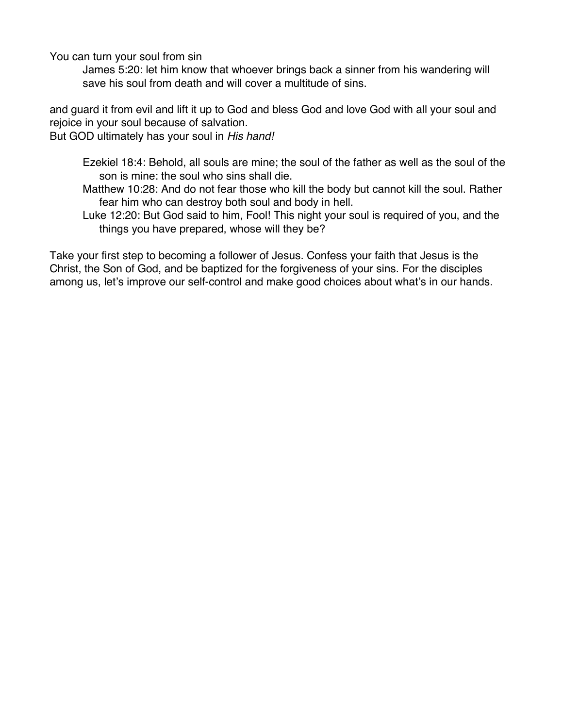You can turn your soul from sin

> James 5:20: let him know that whoever brings back a sinner from his wandering will save his soul from death and will cover a multitude of sins.

and guard it from evil and lift it up to God and bless God and love God with all your soul and rejoice in your soul because of salvation.
But GOD ultimately has your soul in *His hand!*

> Ezekiel 18:4: Behold, all souls are mine; the soul of the father as well as the soul of the son is mine: the soul who sins shall die.
>
> Matthew 10:28: And do not fear those who kill the body but cannot kill the soul. Rather fear him who can destroy both soul and body in hell.
>
> Luke 12:20: But God said to him, Fool! This night your soul is required of you, and the things you have prepared, whose will they be?

Take your first step to becoming a follower of Jesus. Confess your faith that Jesus is the Christ, the Son of God, and be baptized for the forgiveness of your sins. For the disciples among us, let's improve our self-control and make good choices about what's in our hands.